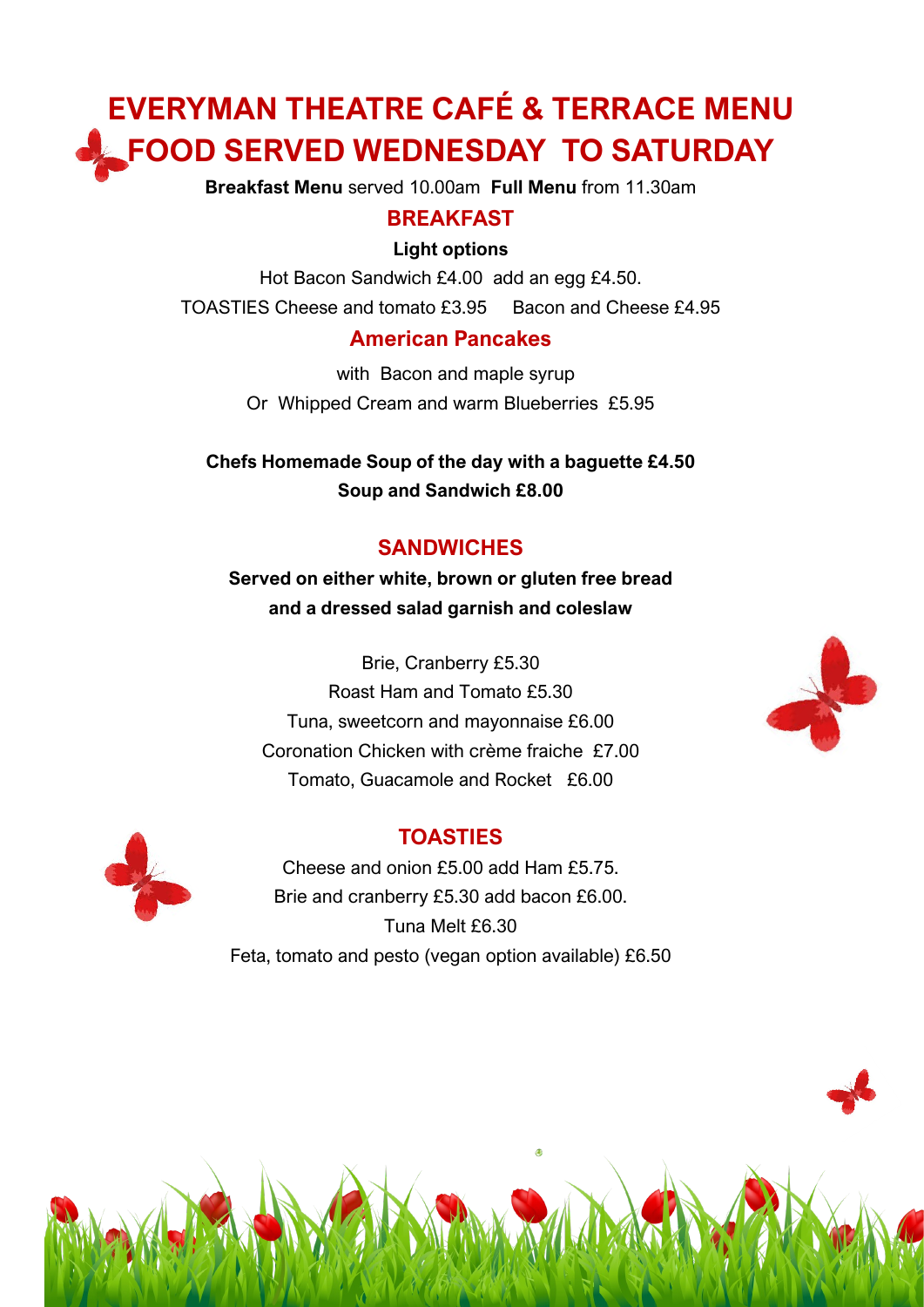# EVERYMAN THEATRE CAFÉ & TERRACE MENU
# FOOD SERVED WEDNESDAY TO SATURDAY

**Breakfast Menu** served 10.00am **Full Menu** from 11.30am

## BREAKFAST

**Light options**

Hot Bacon Sandwich £4.00 add an egg £4.50.

TOASTIES Cheese and tomato £3.95 Bacon and Cheese £4.95

## American Pancakes

with Bacon and maple syrup

Or Whipped Cream and warm Blueberries £5.95

**Chefs Homemade Soup of the day with a baguette £4.50**

**Soup and Sandwich £8.00**

## SANDWICHES

**Served on either white, brown or gluten free bread and a dressed salad garnish and coleslaw**

Brie, Cranberry £5.30

Roast Ham and Tomato £5.30

Tuna, sweetcorn and mayonnaise £6.00

Coronation Chicken with crème fraiche £7.00

Tomato, Guacamole and Rocket £6.00

## TOASTIES

Cheese and onion £5.00 add Ham £5.75.

Brie and cranberry £5.30 add bacon £6.00.

Tuna Melt £6.30

Feta, tomato and pesto (vegan option available) £6.50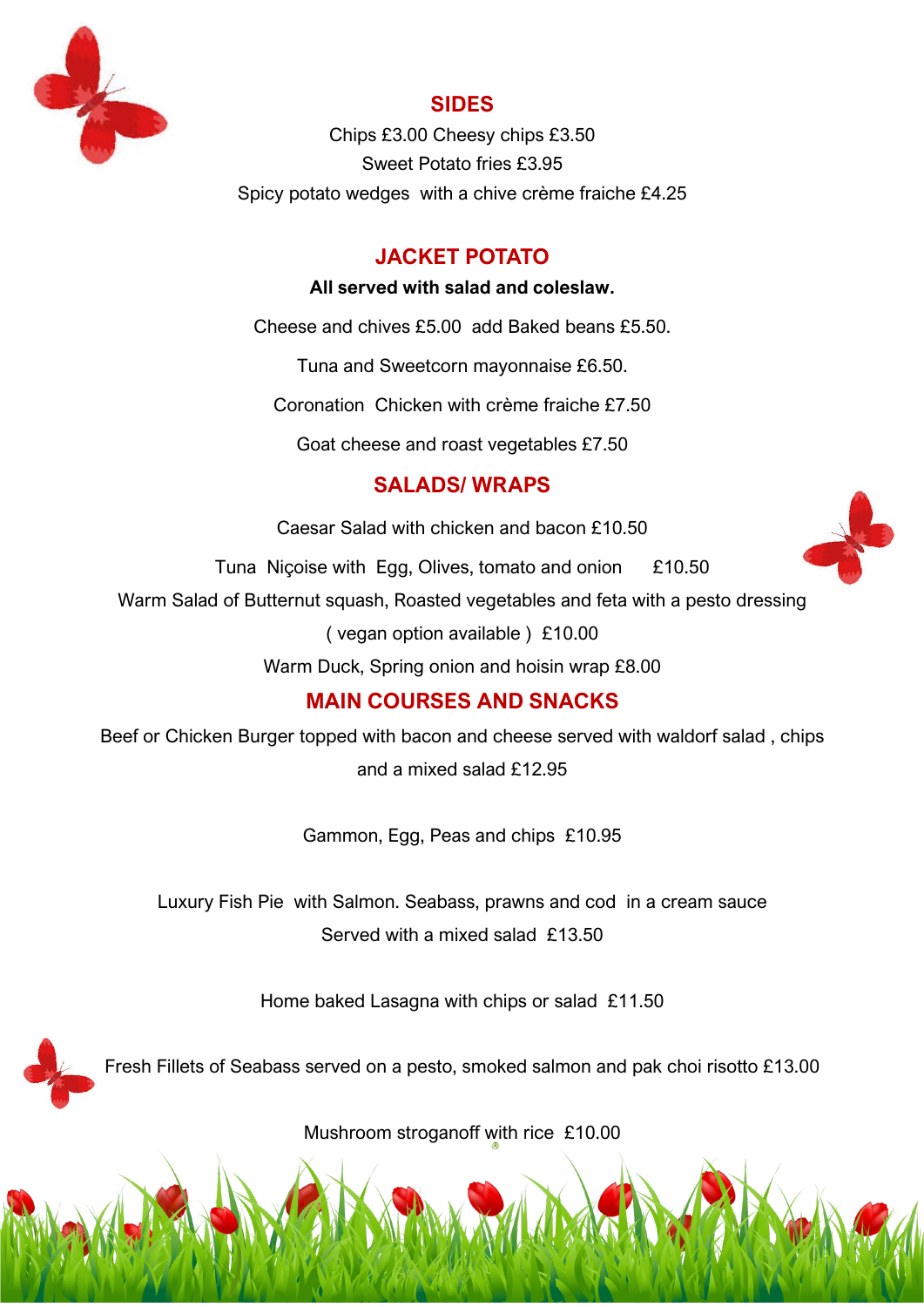## SIDES

Chips £3.00 Cheesy chips £3.50

Sweet Potato fries £3.95

Spicy potato wedges with a chive crème fraiche £4.25

## JACKET POTATO

**All served with salad and coleslaw.**

Cheese and chives £5.00 add Baked beans £5.50.

Tuna and Sweetcorn mayonnaise £6.50.

Coronation Chicken with crème fraiche £7.50

Goat cheese and roast vegetables £7.50

## SALADS/ WRAPS

Caesar Salad with chicken and bacon £10.50

Tuna Niçoise with Egg, Olives, tomato and onion £10.50

Warm Salad of Butternut squash, Roasted vegetables and feta with a pesto dressing ( vegan option available ) £10.00

Warm Duck, Spring onion and hoisin wrap £8.00

## MAIN COURSES AND SNACKS

Beef or Chicken Burger topped with bacon and cheese served with waldorf salad , chips and a mixed salad £12.95

Gammon, Egg, Peas and chips £10.95

Luxury Fish Pie with Salmon. Seabass, prawns and cod in a cream sauce Served with a mixed salad £13.50

Home baked Lasagna with chips or salad £11.50

Fresh Fillets of Seabass served on a pesto, smoked salmon and pak choi risotto £13.00

Mushroom stroganoff with rice £10.00